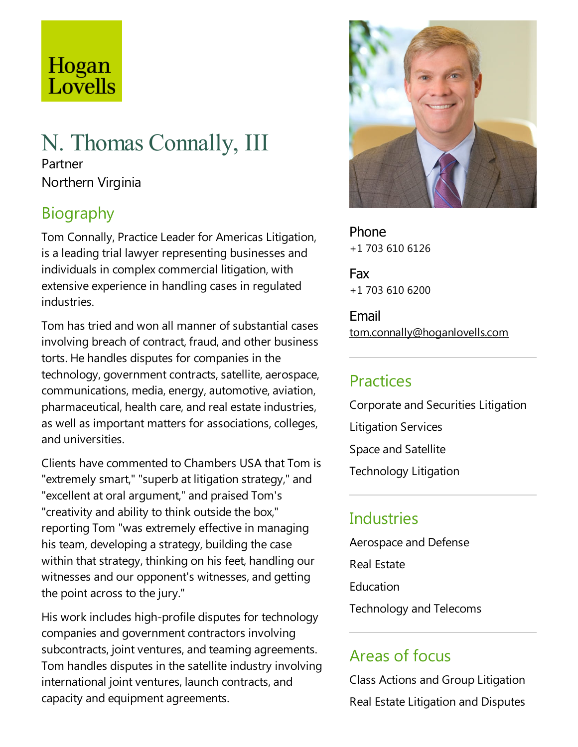Hogan Lovells

# N. Thomas Connally, III

Partner

Northern Virginia

## Biography

Tom Connally, Practice Leader for Americas Litigation, is a leading trial lawyer representing businesses and individuals in complex commercial litigation, with extensive experience in handling cases in regulated industries.

Tom has tried and won all manner of substantial cases involving breach of contract, fraud, and other business torts. He handles disputes for companies in the technology, government contracts, satellite, aerospace, communications, media, energy, automotive, aviation, pharmaceutical, health care, and real estate industries, as well as important matters for associations, colleges, and universities.

Clients have commented to Chambers USA that Tom is "extremely smart," "superb at litigation strategy," and "excellent at oral argument," and praised Tom's "creativity and ability to think outside the box," reporting Tom "was extremely effective in managing his team, developing a strategy, building the case within that strategy, thinking on his feet, handling our witnesses and our opponent's witnesses, and getting the point across to the jury."

His work includes high-profile disputes for technology companies and government contractors involving subcontracts, joint ventures, and teaming agreements. Tom handles disputes in the satellite industry involving international joint ventures, launch contracts, and capacity and equipment agreements.

**Phone**
+1 703 610 6126

**Fax**
+1 703 610 6200

**Email**
tom.connally@hoganlovells.com

## Practices

Corporate and Securities Litigation

Litigation Services

Space and Satellite

Technology Litigation

## Industries

Aerospace and Defense

Real Estate

Education

Technology and Telecoms

## Areas of focus

Class Actions and Group Litigation

Real Estate Litigation and Disputes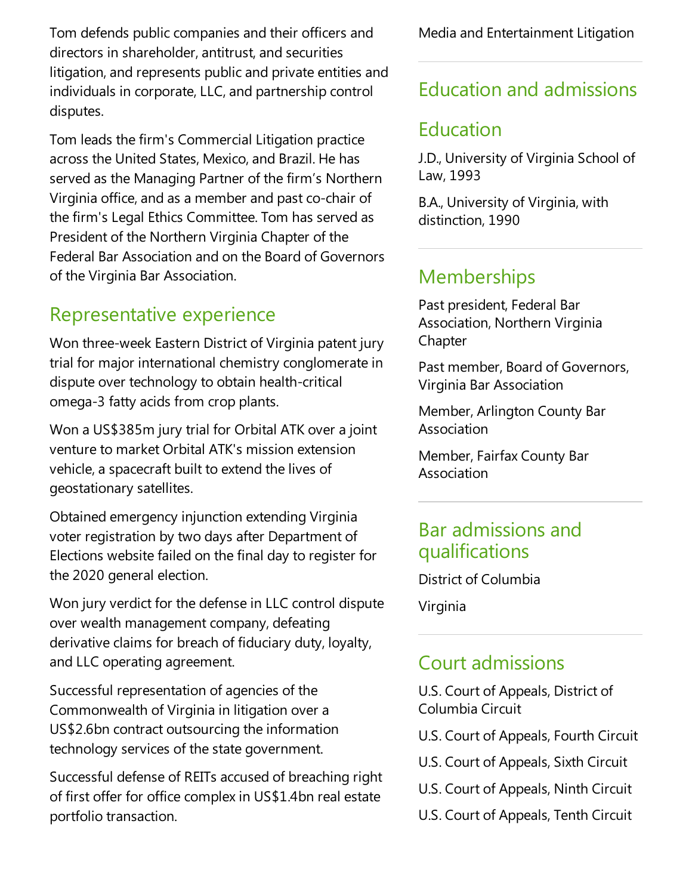Tom defends public companies and their officers and directors in shareholder, antitrust, and securities litigation, and represents public and private entities and individuals in corporate, LLC, and partnership control disputes.

Tom leads the firm's Commercial Litigation practice across the United States, Mexico, and Brazil. He has served as the Managing Partner of the firm's Northern Virginia office, and as a member and past co-chair of the firm's Legal Ethics Committee. Tom has served as President of the Northern Virginia Chapter of the Federal Bar Association and on the Board of Governors of the Virginia Bar Association.

## Representative experience

Won three-week Eastern District of Virginia patent jury trial for major international chemistry conglomerate in dispute over technology to obtain health-critical omega-3 fatty acids from crop plants.

Won a US$385m jury trial for Orbital ATK over a joint venture to market Orbital ATK's mission extension vehicle, a spacecraft built to extend the lives of geostationary satellites.

Obtained emergency injunction extending Virginia voter registration by two days after Department of Elections website failed on the final day to register for the 2020 general election.

Won jury verdict for the defense in LLC control dispute over wealth management company, defeating derivative claims for breach of fiduciary duty, loyalty, and LLC operating agreement.

Successful representation of agencies of the Commonwealth of Virginia in litigation over a US$2.6bn contract outsourcing the information technology services of the state government.

Successful defense of REITs accused of breaching right of first offer for office complex in US$1.4bn real estate portfolio transaction.

Media and Entertainment Litigation

## Education and admissions

### Education

J.D., University of Virginia School of Law, 1993

B.A., University of Virginia, with distinction, 1990

### Memberships

Past president, Federal Bar Association, Northern Virginia Chapter

Past member, Board of Governors, Virginia Bar Association

Member, Arlington County Bar Association

Member, Fairfax County Bar Association

### Bar admissions and qualifications

District of Columbia

Virginia

### Court admissions

U.S. Court of Appeals, District of Columbia Circuit

U.S. Court of Appeals, Fourth Circuit

U.S. Court of Appeals, Sixth Circuit

U.S. Court of Appeals, Ninth Circuit

U.S. Court of Appeals, Tenth Circuit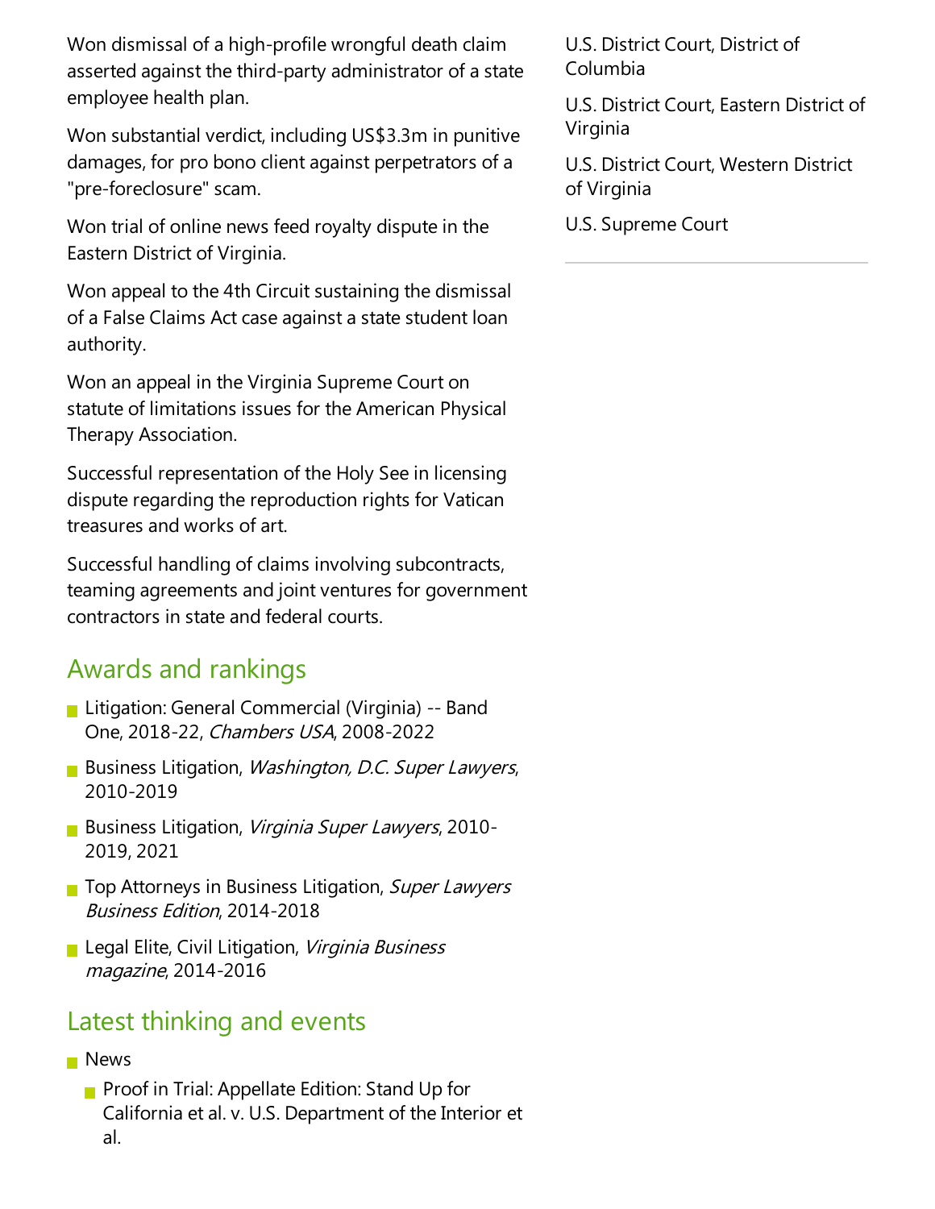Won dismissal of a high-profile wrongful death claim asserted against the third-party administrator of a state employee health plan.

Won substantial verdict, including US$3.3m in punitive damages, for pro bono client against perpetrators of a "pre-foreclosure" scam.

Won trial of online news feed royalty dispute in the Eastern District of Virginia.

Won appeal to the 4th Circuit sustaining the dismissal of a False Claims Act case against a state student loan authority.

Won an appeal in the Virginia Supreme Court on statute of limitations issues for the American Physical Therapy Association.

Successful representation of the Holy See in licensing dispute regarding the reproduction rights for Vatican treasures and works of art.

Successful handling of claims involving subcontracts, teaming agreements and joint ventures for government contractors in state and federal courts.

## Awards and rankings

- Litigation: General Commercial (Virginia) -- Band One, 2018-22, *Chambers USA*, 2008-2022
- Business Litigation, *Washington, D.C. Super Lawyers*, 2010-2019
- Business Litigation, *Virginia Super Lawyers*, 2010-2019, 2021
- Top Attorneys in Business Litigation, *Super Lawyers Business Edition*, 2014-2018
- Legal Elite, Civil Litigation, *Virginia Business magazine*, 2014-2016

## Latest thinking and events

- News
  - Proof in Trial: Appellate Edition: Stand Up for California et al. v. U.S. Department of the Interior et al.

U.S. District Court, District of Columbia

U.S. District Court, Eastern District of Virginia

U.S. District Court, Western District of Virginia

U.S. Supreme Court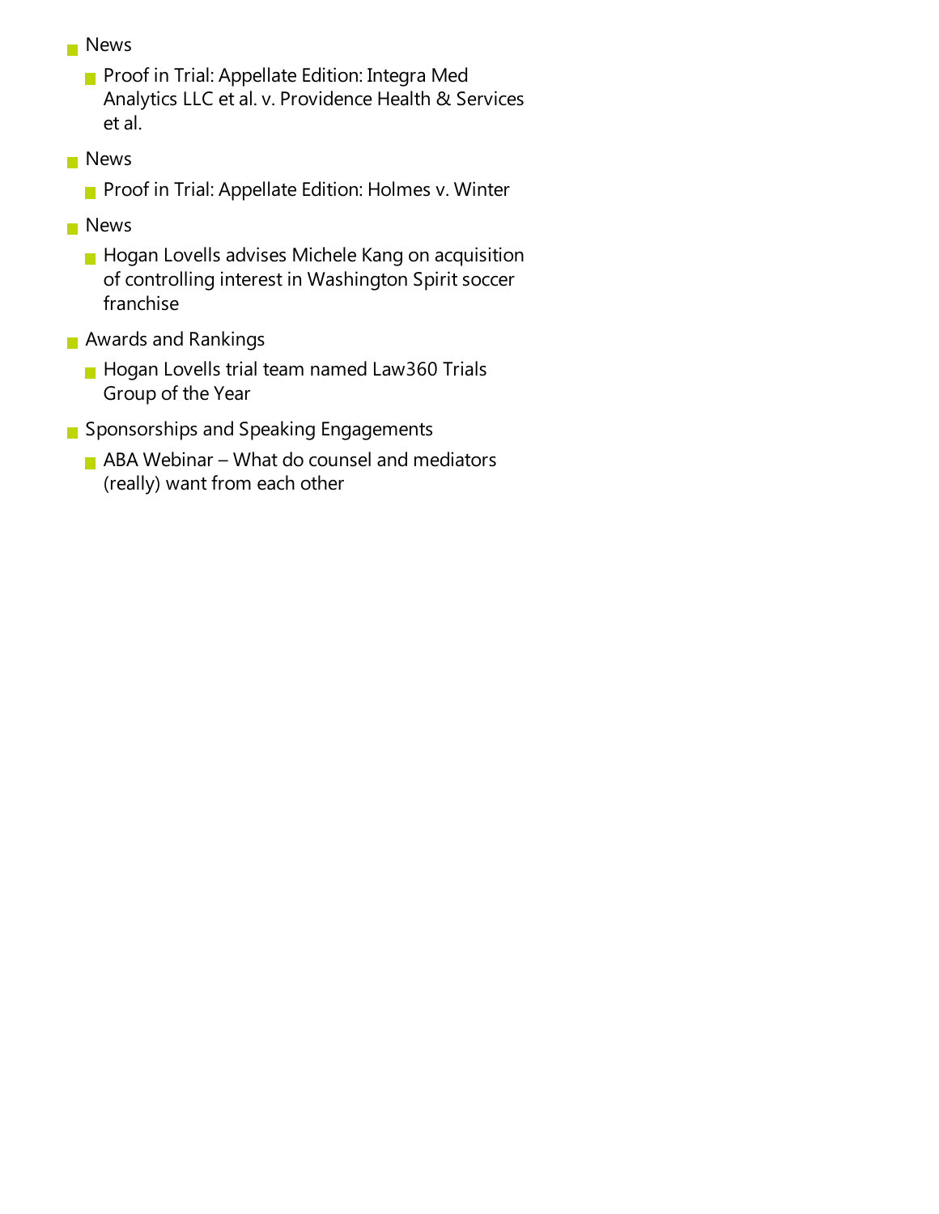- News
  - Proof in Trial: Appellate Edition: Integra Med Analytics LLC et al. v. Providence Health & Services et al.
- News
  - Proof in Trial: Appellate Edition: Holmes v. Winter
- News
  - Hogan Lovells advises Michele Kang on acquisition of controlling interest in Washington Spirit soccer franchise
- Awards and Rankings
  - Hogan Lovells trial team named Law360 Trials Group of the Year
- Sponsorships and Speaking Engagements
  - ABA Webinar – What do counsel and mediators (really) want from each other